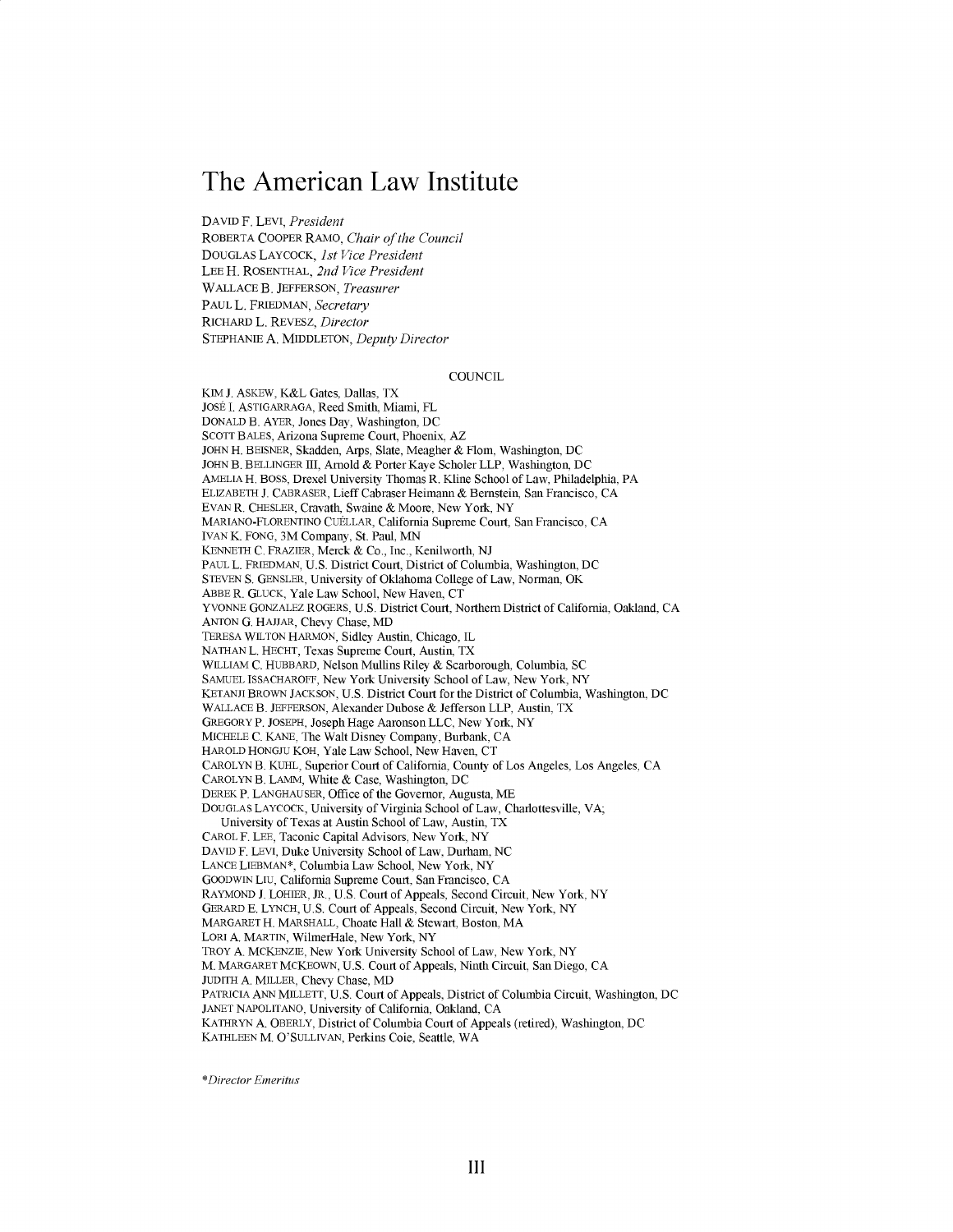# The American Law Institute

DAVID F. LEVI, *President*
ROBERTA COOPER RAMO, *Chair of the Council*
DOUGLAS LAYCOCK, *1st Vice President*
LEE H. ROSENTHAL, *2nd Vice President*
WALLACE B. JEFFERSON, *Treasurer*
PAUL L. FRIEDMAN, *Secretary*
RICHARD L. REVESZ, *Director*
STEPHANIE A. MIDDLETON, *Deputy Director*

## COUNCIL

KIM J. ASKEW, K&L Gates, Dallas, TX
JOSÉ I. ASTIGARRAGA, Reed Smith, Miami, FL
DONALD B. AYER, Jones Day, Washington, DC
SCOTT BALES, Arizona Supreme Court, Phoenix, AZ
JOHN H. BEISNER, Skadden, Arps, Slate, Meagher & Flom, Washington, DC
JOHN B. BELLINGER III, Arnold & Porter Kaye Scholer LLP, Washington, DC
AMELIA H. BOSS, Drexel University Thomas R. Kline School of Law, Philadelphia, PA
ELIZABETH J. CABRASER, Lieff Cabraser Heimann & Bernstein, San Francisco, CA
EVAN R. CHESLER, Cravath, Swaine & Moore, New York, NY
MARIANO-FLORENTINO CUÉLLAR, California Supreme Court, San Francisco, CA
IVAN K. FONG, 3M Company, St. Paul, MN
KENNETH C. FRAZIER, Merck & Co., Inc., Kenilworth, NJ
PAUL L. FRIEDMAN, U.S. District Court, District of Columbia, Washington, DC
STEVEN S. GENSLER, University of Oklahoma College of Law, Norman, OK
ABBE R. GLUCK, Yale Law School, New Haven, CT
YVONNE GONZALEZ ROGERS, U.S. District Court, Northern District of California, Oakland, CA
ANTON G. HAJJAR, Chevy Chase, MD
TERESA WILTON HARMON, Sidley Austin, Chicago, IL
NATHAN L. HECHT, Texas Supreme Court, Austin, TX
WILLIAM C. HUBBARD, Nelson Mullins Riley & Scarborough, Columbia, SC
SAMUEL ISSACHAROFF, New York University School of Law, New York, NY
KETANJI BROWN JACKSON, U.S. District Court for the District of Columbia, Washington, DC
WALLACE B. JEFFERSON, Alexander Dubose & Jefferson LLP, Austin, TX
GREGORY P. JOSEPH, Joseph Hage Aaronson LLC, New York, NY
MICHELE C. KANE, The Walt Disney Company, Burbank, CA
HAROLD HONGJU KOH, Yale Law School, New Haven, CT
CAROLYN B. KUHL, Superior Court of California, County of Los Angeles, Los Angeles, CA
CAROLYN B. LAMM, White & Case, Washington, DC
DEREK P. LANGHAUSER, Office of the Governor, Augusta, ME
DOUGLAS LAYCOCK, University of Virginia School of Law, Charlottesville, VA;
University of Texas at Austin School of Law, Austin, TX
CAROL F. LEE, Taconic Capital Advisors, New York, NY
DAVID F. LEVI, Duke University School of Law, Durham, NC
LANCE LIEBMAN*, Columbia Law School, New York, NY
GOODWIN LIU, California Supreme Court, San Francisco, CA
RAYMOND J. LOHIER, JR., U.S. Court of Appeals, Second Circuit, New York, NY
GERARD E. LYNCH, U.S. Court of Appeals, Second Circuit, New York, NY
MARGARET H. MARSHALL, Choate Hall & Stewart, Boston, MA
LORI A. MARTIN, WilmerHale, New York, NY
TROY A. MCKENZIE, New York University School of Law, New York, NY
M. MARGARET MCKEOWN, U.S. Court of Appeals, Ninth Circuit, San Diego, CA
JUDITH A. MILLER, Chevy Chase, MD
PATRICIA ANN MILLETT, U.S. Court of Appeals, District of Columbia Circuit, Washington, DC
JANET NAPOLITANO, University of California, Oakland, CA
KATHRYN A. OBERLY, District of Columbia Court of Appeals (retired), Washington, DC
KATHLEEN M. O'SULLIVAN, Perkins Coie, Seattle, WA

*\*Director Emeritus*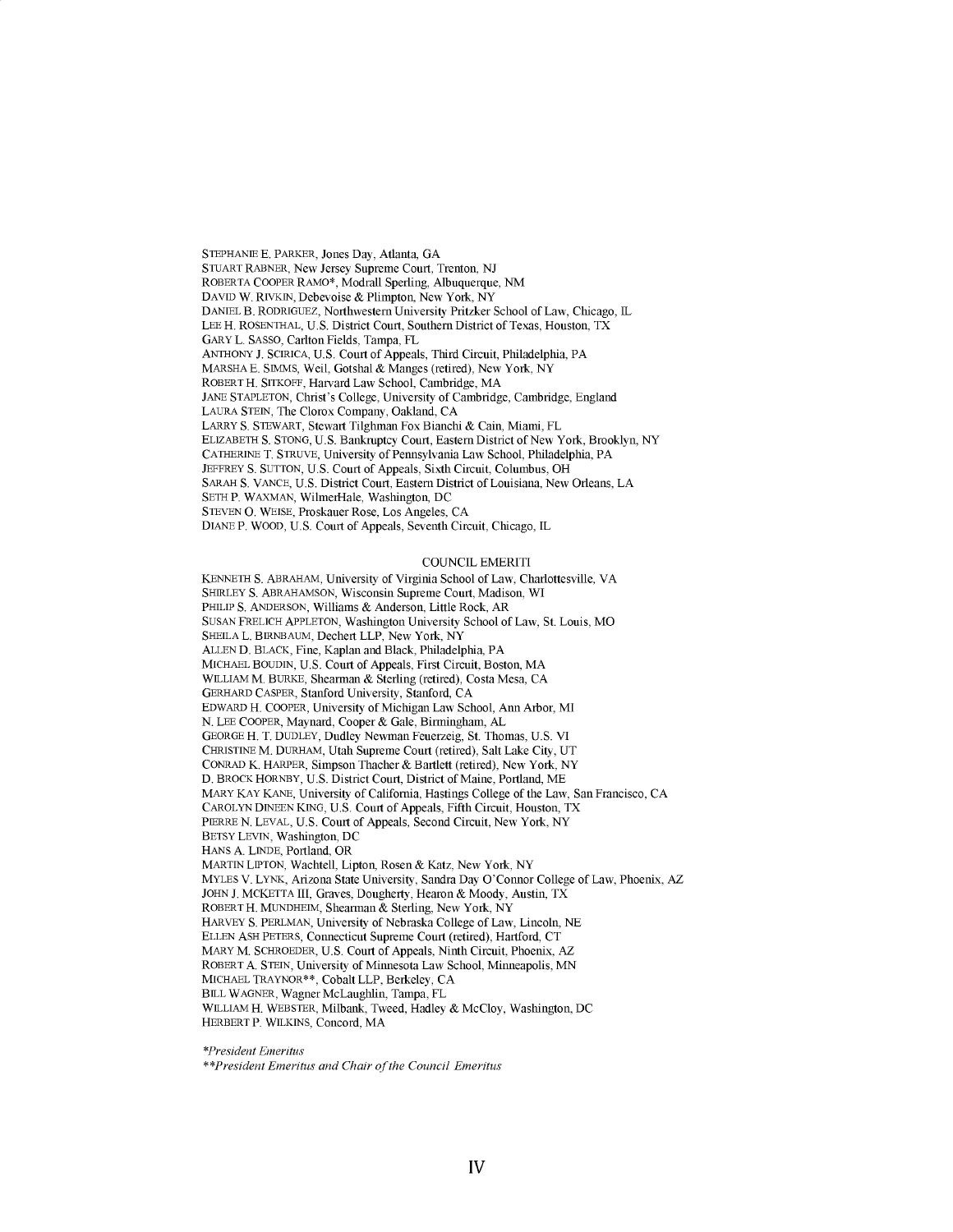STEPHANIE E. PARKER, Jones Day, Atlanta, GA
STUART RABNER, New Jersey Supreme Court, Trenton, NJ
ROBERTA COOPER RAMO*, Modrall Sperling, Albuquerque, NM
DAVID W. RIVKIN, Debevoise & Plimpton, New York, NY
DANIEL B. RODRIGUEZ, Northwestern University Pritzker School of Law, Chicago, IL
LEE H. ROSENTHAL, U.S. District Court, Southern District of Texas, Houston, TX
GARY L. SASSO, Carlton Fields, Tampa, FL
ANTHONY J. SCIRICA, U.S. Court of Appeals, Third Circuit, Philadelphia, PA
MARSHA E. SIMMS, Weil, Gotshal & Manges (retired), New York, NY
ROBERT H. SITKOFF, Harvard Law School, Cambridge, MA
JANE STAPLETON, Christ's College, University of Cambridge, Cambridge, England
LAURA STEIN, The Clorox Company, Oakland, CA
LARRY S. STEWART, Stewart Tilghman Fox Bianchi & Cain, Miami, FL
ELIZABETH S. STONG, U.S. Bankruptcy Court, Eastern District of New York, Brooklyn, NY
CATHERINE T. STRUVE, University of Pennsylvania Law School, Philadelphia, PA
JEFFREY S. SUTTON, U.S. Court of Appeals, Sixth Circuit, Columbus, OH
SARAH S. VANCE, U.S. District Court, Eastern District of Louisiana, New Orleans, LA
SETH P. WAXMAN, WilmerHale, Washington, DC
STEVEN O. WEISE, Proskauer Rose, Los Angeles, CA
DIANE P. WOOD, U.S. Court of Appeals, Seventh Circuit, Chicago, IL

## COUNCIL EMERITI

KENNETH S. ABRAHAM, University of Virginia School of Law, Charlottesville, VA
SHIRLEY S. ABRAHAMSON, Wisconsin Supreme Court, Madison, WI
PHILIP S. ANDERSON, Williams & Anderson, Little Rock, AR
SUSAN FRELICH APPLETON, Washington University School of Law, St. Louis, MO
SHEILA L. BIRNBAUM, Dechert LLP, New York, NY
ALLEN D. BLACK, Fine, Kaplan and Black, Philadelphia, PA
MICHAEL BOUDIN, U.S. Court of Appeals, First Circuit, Boston, MA
WILLIAM M. BURKE, Shearman & Sterling (retired), Costa Mesa, CA
GERHARD CASPER, Stanford University, Stanford, CA
EDWARD H. COOPER, University of Michigan Law School, Ann Arbor, MI
N. LEE COOPER, Maynard, Cooper & Gale, Birmingham, AL
GEORGE H. T. DUDLEY, Dudley Newman Feuerzeig, St. Thomas, U.S. VI
CHRISTINE M. DURHAM, Utah Supreme Court (retired), Salt Lake City, UT
CONRAD K. HARPER, Simpson Thacher & Bartlett (retired), New York, NY
D. BROCK HORNBY, U.S. District Court, District of Maine, Portland, ME
MARY KAY KANE, University of California, Hastings College of the Law, San Francisco, CA
CAROLYN DINEEN KING, U.S. Court of Appeals, Fifth Circuit, Houston, TX
PIERRE N. LEVAL, U.S. Court of Appeals, Second Circuit, New York, NY
BETSY LEVIN, Washington, DC
HANS A. LINDE, Portland, OR
MARTIN LIPTON, Wachtell, Lipton, Rosen & Katz, New York, NY
MYLES V. LYNK, Arizona State University, Sandra Day O'Connor College of Law, Phoenix, AZ
JOHN J. MCKETTA III, Graves, Dougherty, Hearon & Moody, Austin, TX
ROBERT H. MUNDHEIM, Shearman & Sterling, New York, NY
HARVEY S. PERLMAN, University of Nebraska College of Law, Lincoln, NE
ELLEN ASH PETERS, Connecticut Supreme Court (retired), Hartford, CT
MARY M. SCHROEDER, U.S. Court of Appeals, Ninth Circuit, Phoenix, AZ
ROBERT A. STEIN, University of Minnesota Law School, Minneapolis, MN
MICHAEL TRAYNOR**, Cobalt LLP, Berkeley, CA
BILL WAGNER, Wagner McLaughlin, Tampa, FL
WILLIAM H. WEBSTER, Milbank, Tweed, Hadley & McCloy, Washington, DC
HERBERT P. WILKINS, Concord, MA

*\*President Emeritus*
*\*\*President Emeritus and Chair of the Council Emeritus*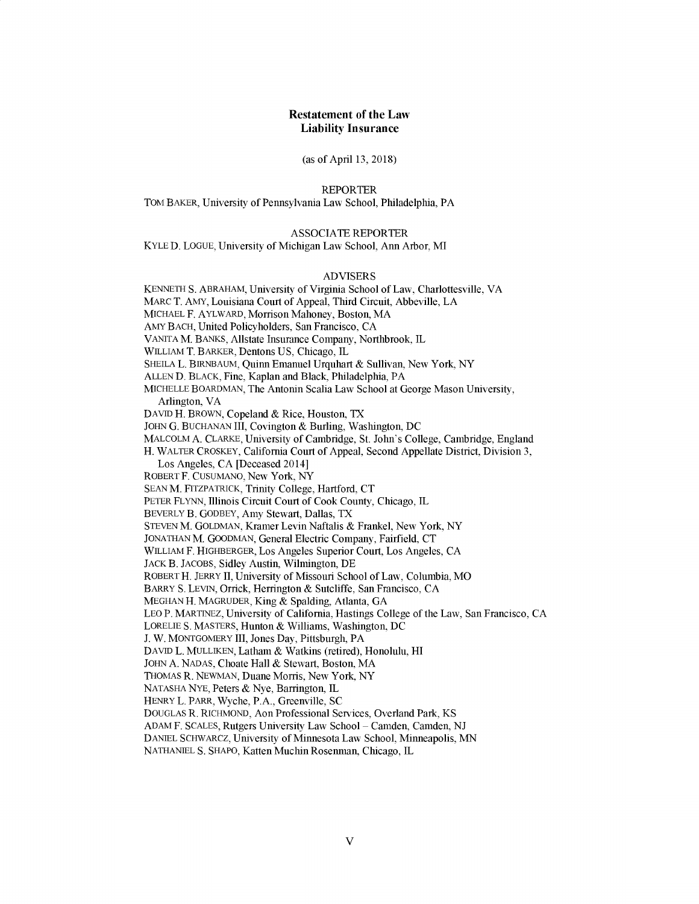# Restatement of the Law
## Liability Insurance

(as of April 13, 2018)

REPORTER

TOM BAKER, University of Pennsylvania Law School, Philadelphia, PA

ASSOCIATE REPORTER

KYLE D. LOGUE, University of Michigan Law School, Ann Arbor, MI

ADVISERS

KENNETH S. ABRAHAM, University of Virginia School of Law, Charlottesville, VA
MARC T. AMY, Louisiana Court of Appeal, Third Circuit, Abbeville, LA
MICHAEL F. AYLWARD, Morrison Mahoney, Boston, MA
AMY BACH, United Policyholders, San Francisco, CA
VANITA M. BANKS, Allstate Insurance Company, Northbrook, IL
WILLIAM T. BARKER, Dentons US, Chicago, IL
SHEILA L. BIRNBAUM, Quinn Emanuel Urquhart & Sullivan, New York, NY
ALLEN D. BLACK, Fine, Kaplan and Black, Philadelphia, PA
MICHELLE BOARDMAN, The Antonin Scalia Law School at George Mason University, Arlington, VA
DAVID H. BROWN, Copeland & Rice, Houston, TX
JOHN G. BUCHANAN III, Covington & Burling, Washington, DC
MALCOLM A. CLARKE, University of Cambridge, St. John's College, Cambridge, England
H. WALTER CROSKEY, California Court of Appeal, Second Appellate District, Division 3, Los Angeles, CA [Deceased 2014]
ROBERT F. CUSUMANO, New York, NY
SEAN M. FITZPATRICK, Trinity College, Hartford, CT
PETER FLYNN, Illinois Circuit Court of Cook County, Chicago, IL
BEVERLY B. GODBEY, Amy Stewart, Dallas, TX
STEVEN M. GOLDMAN, Kramer Levin Naftalis & Frankel, New York, NY
JONATHAN M. GOODMAN, General Electric Company, Fairfield, CT
WILLIAM F. HIGHBERGER, Los Angeles Superior Court, Los Angeles, CA
JACK B. JACOBS, Sidley Austin, Wilmington, DE
ROBERT H. JERRY II, University of Missouri School of Law, Columbia, MO
BARRY S. LEVIN, Orrick, Herrington & Sutcliffe, San Francisco, CA
MEGHAN H. MAGRUDER, King & Spalding, Atlanta, GA
LEO P. MARTINEZ, University of California, Hastings College of the Law, San Francisco, CA
LORELIE S. MASTERS, Hunton & Williams, Washington, DC
J. W. MONTGOMERY III, Jones Day, Pittsburgh, PA
DAVID L. MULLIKEN, Latham & Watkins (retired), Honolulu, HI
JOHN A. NADAS, Choate Hall & Stewart, Boston, MA
THOMAS R. NEWMAN, Duane Morris, New York, NY
NATASHA NYE, Peters & Nye, Barrington, IL
HENRY L. PARR, Wyche, P.A., Greenville, SC
DOUGLAS R. RICHMOND, Aon Professional Services, Overland Park, KS
ADAM F. SCALES, Rutgers University Law School – Camden, Camden, NJ
DANIEL SCHWARCZ, University of Minnesota Law School, Minneapolis, MN
NATHANIEL S. SHAPO, Katten Muchin Rosenman, Chicago, IL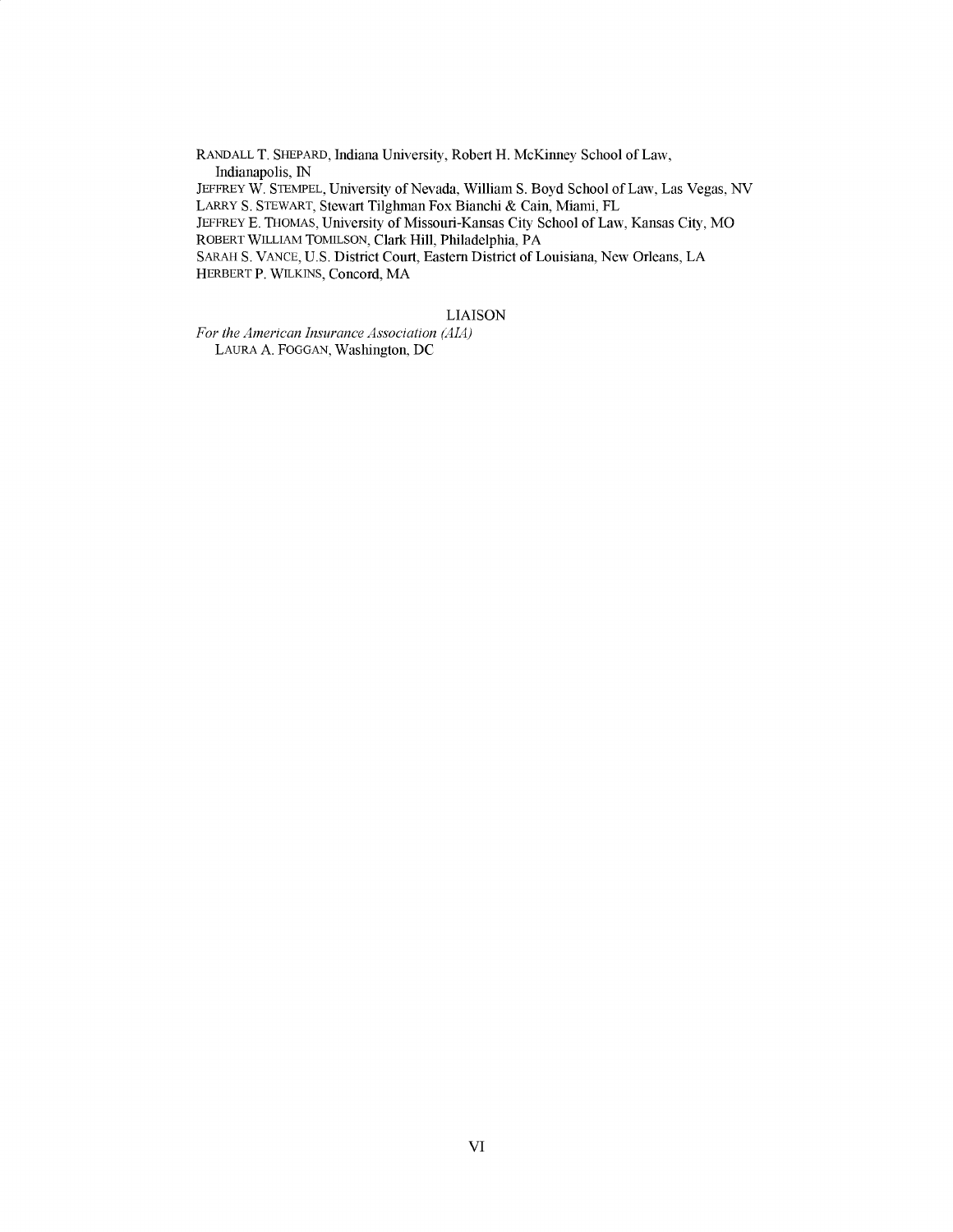RANDALL T. SHEPARD, Indiana University, Robert H. McKinney School of Law, Indianapolis, IN
JEFFREY W. STEMPEL, University of Nevada, William S. Boyd School of Law, Las Vegas, NV
LARRY S. STEWART, Stewart Tilghman Fox Bianchi & Cain, Miami, FL
JEFFREY E. THOMAS, University of Missouri-Kansas City School of Law, Kansas City, MO
ROBERT WILLIAM TOMILSON, Clark Hill, Philadelphia, PA
SARAH S. VANCE, U.S. District Court, Eastern District of Louisiana, New Orleans, LA
HERBERT P. WILKINS, Concord, MA

LIAISON

*For the American Insurance Association (AIA)*
LAURA A. FOGGAN, Washington, DC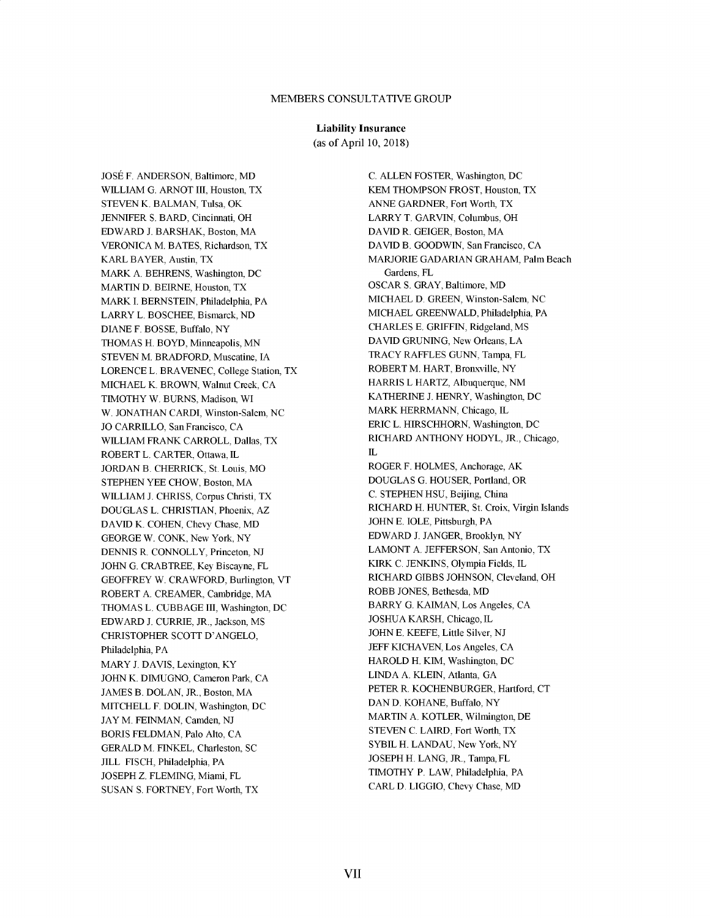MEMBERS CONSULTATIVE GROUP

**Liability Insurance**
(as of April 10, 2018)

JOSÉ F. ANDERSON, Baltimore, MD
WILLIAM G. ARNOT III, Houston, TX
STEVEN K. BALMAN, Tulsa, OK
JENNIFER S. BARD, Cincinnati, OH
EDWARD J. BARSHAK, Boston, MA
VERONICA M. BATES, Richardson, TX
KARL BAYER, Austin, TX
MARK A. BEHRENS, Washington, DC
MARTIN D. BEIRNE, Houston, TX
MARK I. BERNSTEIN, Philadelphia, PA
LARRY L. BOSCHEE, Bismarck, ND
DIANE F. BOSSE, Buffalo, NY
THOMAS H. BOYD, Minneapolis, MN
STEVEN M. BRADFORD, Muscatine, IA
LORENCE L. BRAVENEC, College Station, TX
MICHAEL K. BROWN, Walnut Creek, CA
TIMOTHY W. BURNS, Madison, WI
W. JONATHAN CARDI, Winston-Salem, NC
JO CARRILLO, San Francisco, CA
WILLIAM FRANK CARROLL, Dallas, TX
ROBERT L. CARTER, Ottawa, IL
JORDAN B. CHERRICK, St. Louis, MO
STEPHEN YEE CHOW, Boston, MA
WILLIAM J. CHRISS, Corpus Christi, TX
DOUGLAS L. CHRISTIAN, Phoenix, AZ
DAVID K. COHEN, Chevy Chase, MD
GEORGE W. CONK, New York, NY
DENNIS R. CONNOLLY, Princeton, NJ
JOHN G. CRABTREE, Key Biscayne, FL
GEOFFREY W. CRAWFORD, Burlington, VT
ROBERT A. CREAMER, Cambridge, MA
THOMAS L. CUBBAGE III, Washington, DC
EDWARD J. CURRIE, JR., Jackson, MS
CHRISTOPHER SCOTT D'ANGELO, Philadelphia, PA
MARY J. DAVIS, Lexington, KY
JOHN K. DIMUGNO, Cameron Park, CA
JAMES B. DOLAN, JR., Boston, MA
MITCHELL F. DOLIN, Washington, DC
JAY M. FEINMAN, Camden, NJ
BORIS FELDMAN, Palo Alto, CA
GERALD M. FINKEL, Charleston, SC
JILL FISCH, Philadelphia, PA
JOSEPH Z. FLEMING, Miami, FL
SUSAN S. FORTNEY, Fort Worth, TX
C. ALLEN FOSTER, Washington, DC
KEM THOMPSON FROST, Houston, TX
ANNE GARDNER, Fort Worth, TX
LARRY T. GARVIN, Columbus, OH
DAVID R. GEIGER, Boston, MA
DAVID B. GOODWIN, San Francisco, CA
MARJORIE GADARIAN GRAHAM, Palm Beach Gardens, FL
OSCAR S. GRAY, Baltimore, MD
MICHAEL D. GREEN, Winston-Salem, NC
MICHAEL GREENWALD, Philadelphia, PA
CHARLES E. GRIFFIN, Ridgeland, MS
DAVID GRUNING, New Orleans, LA
TRACY RAFFLES GUNN, Tampa, FL
ROBERT M. HART, Bronxville, NY
HARRIS L HARTZ, Albuquerque, NM
KATHERINE J. HENRY, Washington, DC
MARK HERRMANN, Chicago, IL
ERIC L. HIRSCHHORN, Washington, DC
RICHARD ANTHONY HODYL, JR., Chicago, IL
ROGER F. HOLMES, Anchorage, AK
DOUGLAS G. HOUSER, Portland, OR
C. STEPHEN HSU, Beijing, China
RICHARD H. HUNTER, St. Croix, Virgin Islands
JOHN E. IOLE, Pittsburgh, PA
EDWARD J. JANGER, Brooklyn, NY
LAMONT A. JEFFERSON, San Antonio, TX
KIRK C. JENKINS, Olympia Fields, IL
RICHARD GIBBS JOHNSON, Cleveland, OH
ROBB JONES, Bethesda, MD
BARRY G. KAIMAN, Los Angeles, CA
JOSHUA KARSH, Chicago, IL
JOHN E. KEEFE, Little Silver, NJ
JEFF KICHAVEN, Los Angeles, CA
HAROLD H. KIM, Washington, DC
LINDA A. KLEIN, Atlanta, GA
PETER R. KOCHENBURGER, Hartford, CT
DAN D. KOHANE, Buffalo, NY
MARTIN A. KOTLER, Wilmington, DE
STEVEN C. LAIRD, Fort Worth, TX
SYBIL H. LANDAU, New York, NY
JOSEPH H. LANG, JR., Tampa, FL
TIMOTHY P. LAW, Philadelphia, PA
CARL D. LIGGIO, Chevy Chase, MD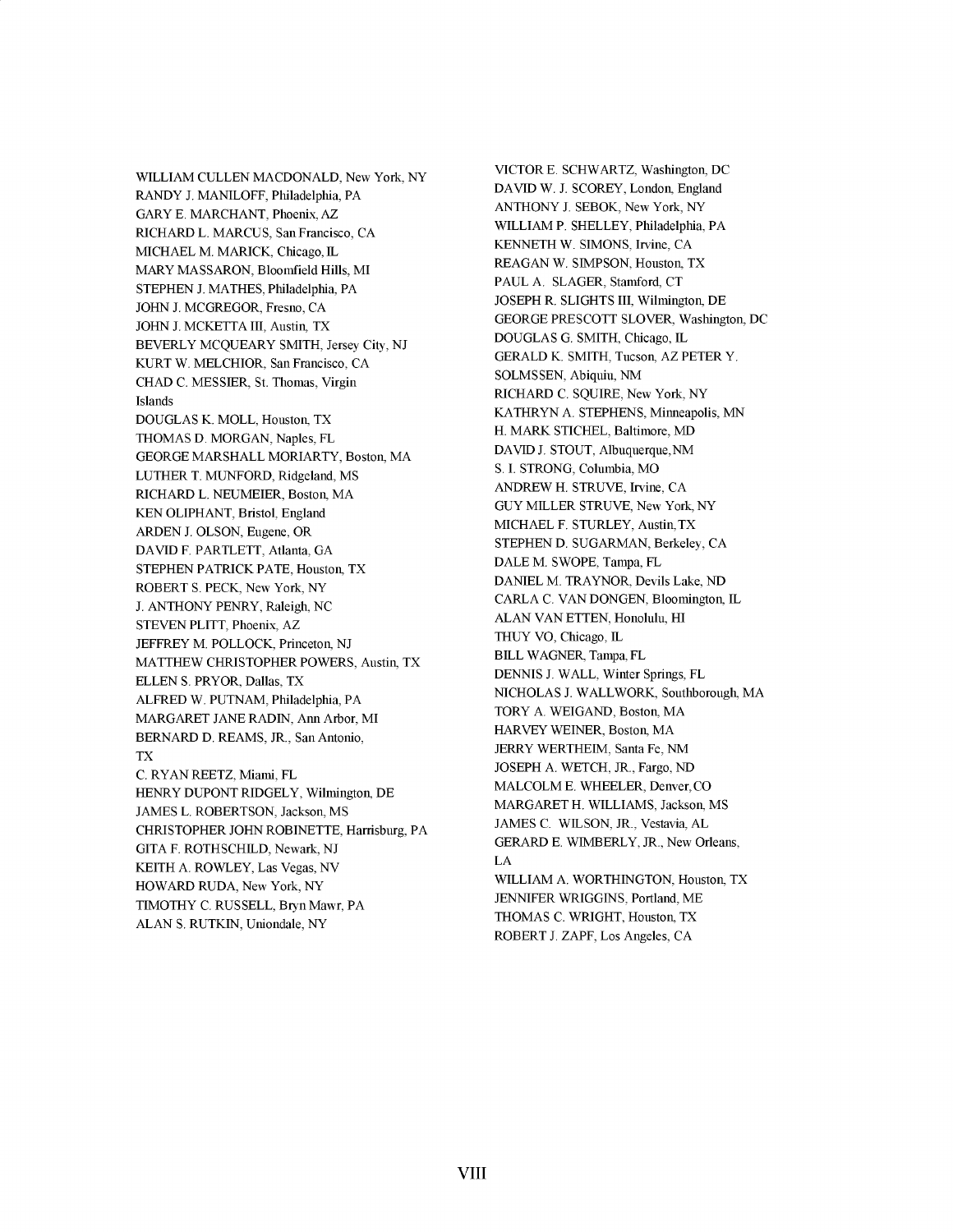WILLIAM CULLEN MACDONALD, New York, NY
RANDY J. MANILOFF, Philadelphia, PA
GARY E. MARCHANT, Phoenix, AZ
RICHARD L. MARCUS, San Francisco, CA
MICHAEL M. MARICK, Chicago, IL
MARY MASSARON, Bloomfield Hills, MI
STEPHEN J. MATHES, Philadelphia, PA
JOHN J. MCGREGOR, Fresno, CA
JOHN J. MCKETTA III, Austin, TX
BEVERLY MCQUEARY SMITH, Jersey City, NJ
KURT W. MELCHIOR, San Francisco, CA
CHAD C. MESSIER, St. Thomas, Virgin Islands
DOUGLAS K. MOLL, Houston, TX
THOMAS D. MORGAN, Naples, FL
GEORGE MARSHALL MORIARTY, Boston, MA
LUTHER T. MUNFORD, Ridgeland, MS
RICHARD L. NEUMEIER, Boston, MA
KEN OLIPHANT, Bristol, England
ARDEN J. OLSON, Eugene, OR
DAVID F. PARTLETT, Atlanta, GA
STEPHEN PATRICK PATE, Houston, TX
ROBERT S. PECK, New York, NY
J. ANTHONY PENRY, Raleigh, NC
STEVEN PLITT, Phoenix, AZ
JEFFREY M. POLLOCK, Princeton, NJ
MATTHEW CHRISTOPHER POWERS, Austin, TX
ELLEN S. PRYOR, Dallas, TX
ALFRED W. PUTNAM, Philadelphia, PA
MARGARET JANE RADIN, Ann Arbor, MI
BERNARD D. REAMS, JR., San Antonio, TX
C. RYAN REETZ, Miami, FL
HENRY DUPONT RIDGELY, Wilmington, DE
JAMES L. ROBERTSON, Jackson, MS
CHRISTOPHER JOHN ROBINETTE, Harrisburg, PA
GITA F. ROTHSCHILD, Newark, NJ
KEITH A. ROWLEY, Las Vegas, NV
HOWARD RUDA, New York, NY
TIMOTHY C. RUSSELL, Bryn Mawr, PA
ALAN S. RUTKIN, Uniondale, NY
VICTOR E. SCHWARTZ, Washington, DC
DAVID W. J. SCOREY, London, England
ANTHONY J. SEBOK, New York, NY
WILLIAM P. SHELLEY, Philadelphia, PA
KENNETH W. SIMONS, Irvine, CA
REAGAN W. SIMPSON, Houston, TX
PAUL A. SLAGER, Stamford, CT
JOSEPH R. SLIGHTS III, Wilmington, DE
GEORGE PRESCOTT SLOVER, Washington, DC
DOUGLAS G. SMITH, Chicago, IL
GERALD K. SMITH, Tucson, AZ PETER Y. SOLMSSEN, Abiquiu, NM
RICHARD C. SQUIRE, New York, NY
KATHRYN A. STEPHENS, Minneapolis, MN
H. MARK STICHEL, Baltimore, MD
DAVID J. STOUT, Albuquerque, NM
S. I. STRONG, Columbia, MO
ANDREW H. STRUVE, Irvine, CA
GUY MILLER STRUVE, New York, NY
MICHAEL F. STURLEY, Austin, TX
STEPHEN D. SUGARMAN, Berkeley, CA
DALE M. SWOPE, Tampa, FL
DANIEL M. TRAYNOR, Devils Lake, ND
CARLA C. VAN DONGEN, Bloomington, IL
ALAN VAN ETTEN, Honolulu, HI
THUY VO, Chicago, IL
BILL WAGNER, Tampa, FL
DENNIS J. WALL, Winter Springs, FL
NICHOLAS J. WALLWORK, Southborough, MA
TORY A. WEIGAND, Boston, MA
HARVEY WEINER, Boston, MA
JERRY WERTHEIM, Santa Fe, NM
JOSEPH A. WETCH, JR., Fargo, ND
MALCOLM E. WHEELER, Denver, CO
MARGARET H. WILLIAMS, Jackson, MS
JAMES C. WILSON, JR., Vestavia, AL
GERARD E. WIMBERLY, JR., New Orleans, LA
WILLIAM A. WORTHINGTON, Houston, TX
JENNIFER WRIGGINS, Portland, ME
THOMAS C. WRIGHT, Houston, TX
ROBERT J. ZAPF, Los Angeles, CA